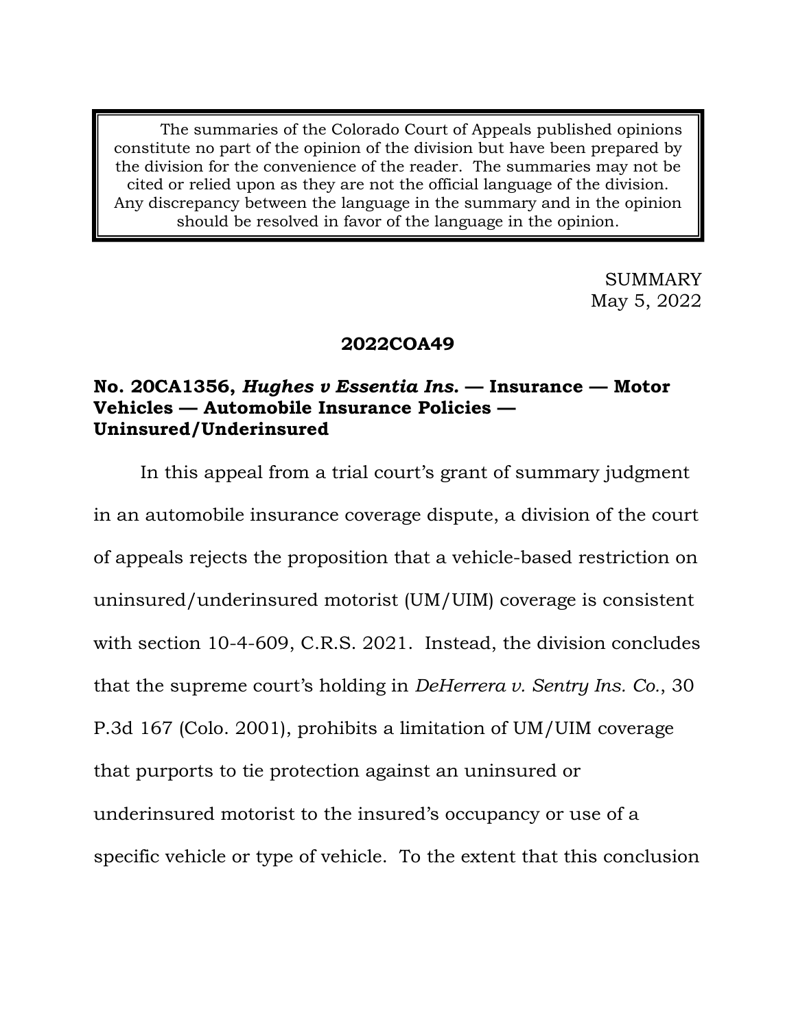> The summaries of the Colorado Court of Appeals published opinions constitute no part of the opinion of the division but have been prepared by the division for the convenience of the reader. The summaries may not be cited or relied upon as they are not the official language of the division. Any discrepancy between the language in the summary and in the opinion should be resolved in favor of the language in the opinion.

SUMMARY
May 5, 2022

**2022COA49**

**No. 20CA1356, *Hughes v Essentia Ins.* — Insurance — Motor Vehicles — Automobile Insurance Policies — Uninsured/Underinsured**

In this appeal from a trial court's grant of summary judgment in an automobile insurance coverage dispute, a division of the court of appeals rejects the proposition that a vehicle-based restriction on uninsured/underinsured motorist (UM/UIM) coverage is consistent with section 10-4-609, C.R.S. 2021. Instead, the division concludes that the supreme court's holding in *DeHerrera v. Sentry Ins. Co.*, 30 P.3d 167 (Colo. 2001), prohibits a limitation of UM/UIM coverage that purports to tie protection against an uninsured or underinsured motorist to the insured's occupancy or use of a specific vehicle or type of vehicle. To the extent that this conclusion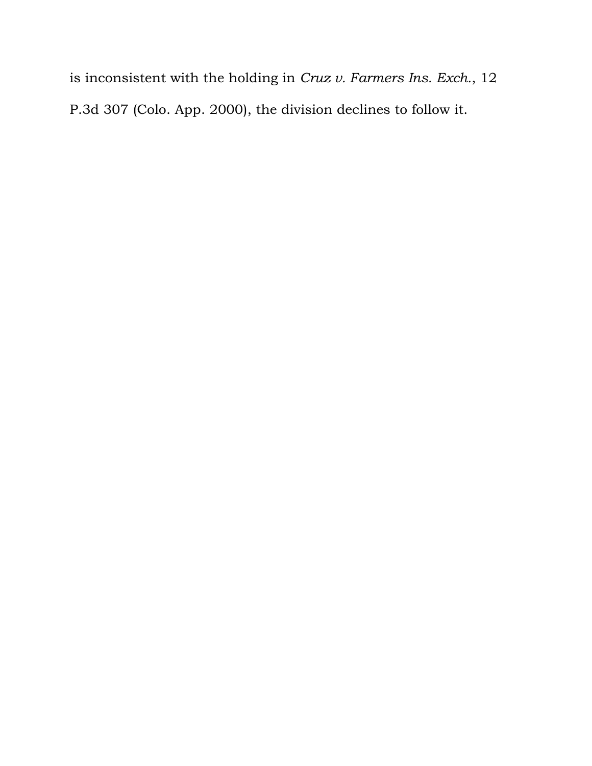is inconsistent with the holding in *Cruz v. Farmers Ins. Exch.*, 12 P.3d 307 (Colo. App. 2000), the division declines to follow it.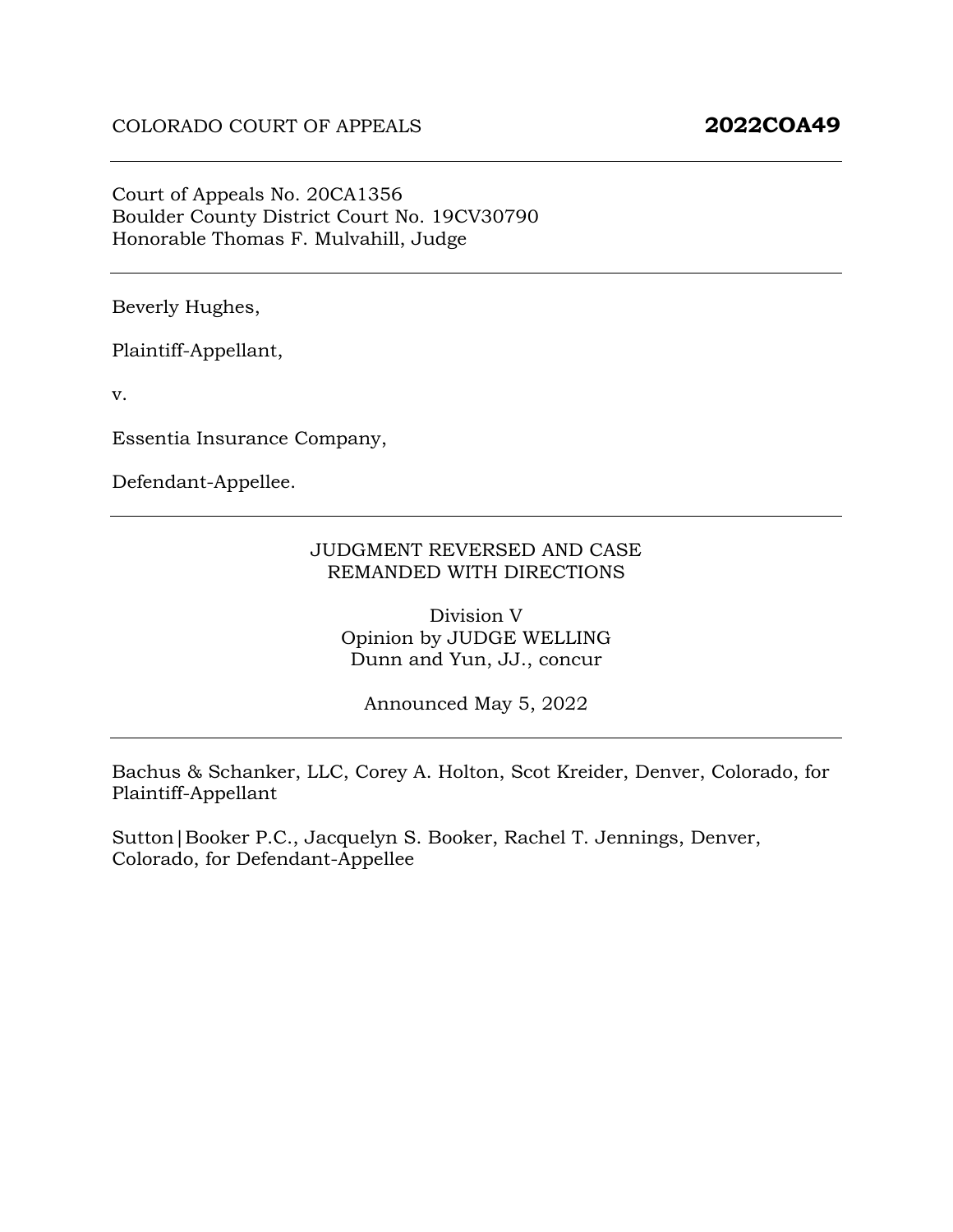COLORADO COURT OF APPEALS **2022COA49**

---

Court of Appeals No. 20CA1356
Boulder County District Court No. 19CV30790
Honorable Thomas F. Mulvahill, Judge

---

Beverly Hughes,

Plaintiff-Appellant,

v.

Essentia Insurance Company,

Defendant-Appellee.

---

JUDGMENT REVERSED AND CASE
REMANDED WITH DIRECTIONS

Division V
Opinion by JUDGE WELLING
Dunn and Yun, JJ., concur

Announced May 5, 2022

---

Bachus & Schanker, LLC, Corey A. Holton, Scot Kreider, Denver, Colorado, for Plaintiff-Appellant

Sutton|Booker P.C., Jacquelyn S. Booker, Rachel T. Jennings, Denver, Colorado, for Defendant-Appellee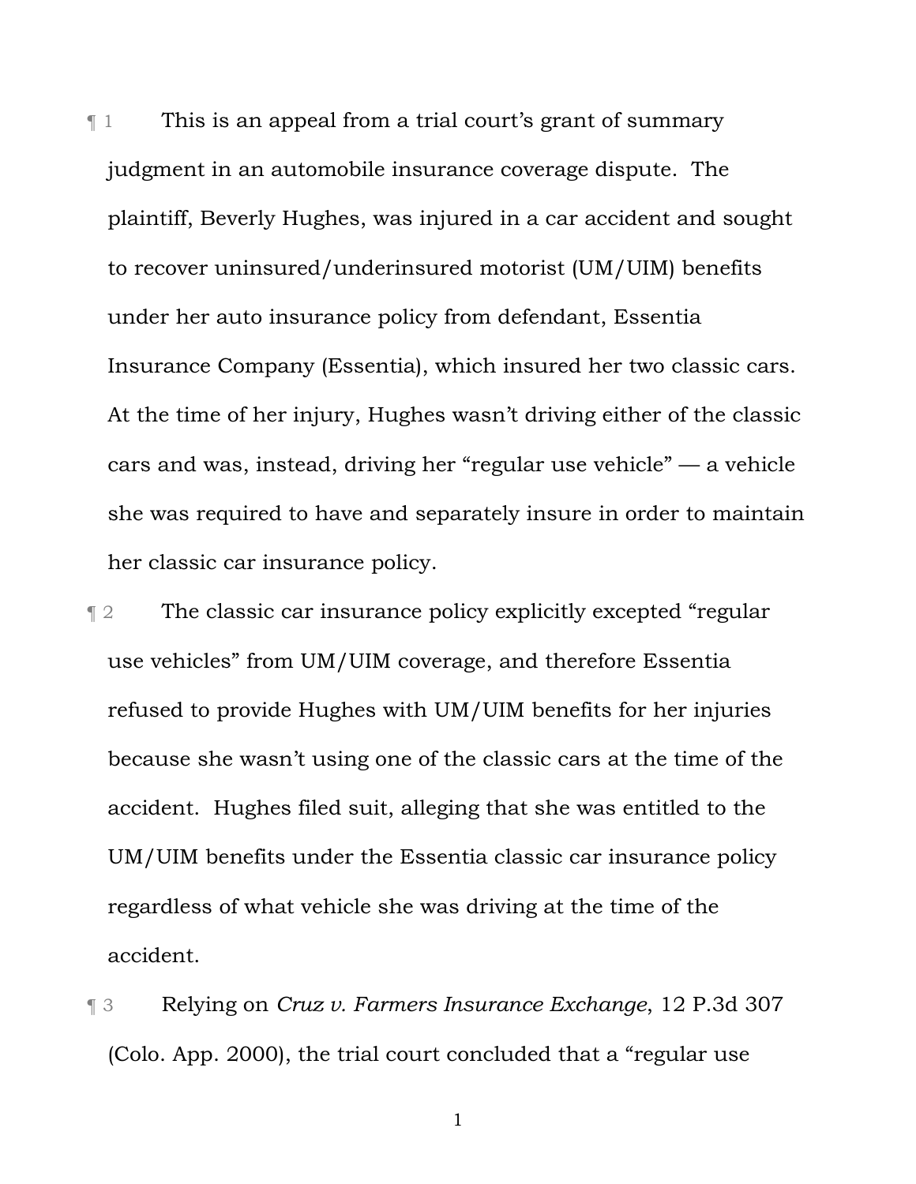¶ 1 This is an appeal from a trial court's grant of summary judgment in an automobile insurance coverage dispute. The plaintiff, Beverly Hughes, was injured in a car accident and sought to recover uninsured/underinsured motorist (UM/UIM) benefits under her auto insurance policy from defendant, Essentia Insurance Company (Essentia), which insured her two classic cars. At the time of her injury, Hughes wasn't driving either of the classic cars and was, instead, driving her "regular use vehicle" — a vehicle she was required to have and separately insure in order to maintain her classic car insurance policy.

¶ 2 The classic car insurance policy explicitly excepted "regular use vehicles" from UM/UIM coverage, and therefore Essentia refused to provide Hughes with UM/UIM benefits for her injuries because she wasn't using one of the classic cars at the time of the accident. Hughes filed suit, alleging that she was entitled to the UM/UIM benefits under the Essentia classic car insurance policy regardless of what vehicle she was driving at the time of the accident.

¶ 3 Relying on *Cruz v. Farmers Insurance Exchange*, 12 P.3d 307 (Colo. App. 2000), the trial court concluded that a "regular use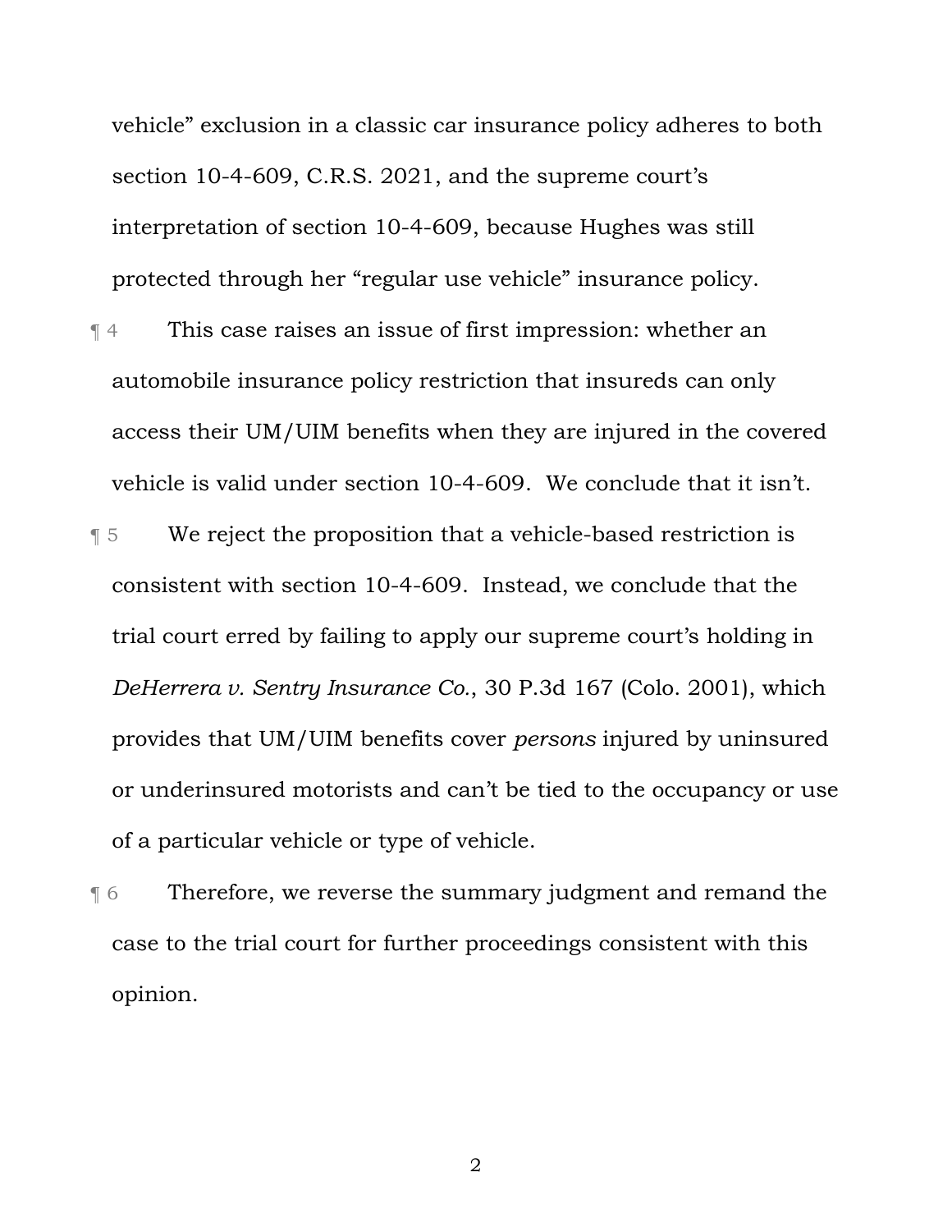vehicle" exclusion in a classic car insurance policy adheres to both section 10-4-609, C.R.S. 2021, and the supreme court's interpretation of section 10-4-609, because Hughes was still protected through her "regular use vehicle" insurance policy.

¶ 4 This case raises an issue of first impression: whether an automobile insurance policy restriction that insureds can only access their UM/UIM benefits when they are injured in the covered vehicle is valid under section 10-4-609. We conclude that it isn't.

¶ 5 We reject the proposition that a vehicle-based restriction is consistent with section 10-4-609. Instead, we conclude that the trial court erred by failing to apply our supreme court's holding in *DeHerrera v. Sentry Insurance Co.*, 30 P.3d 167 (Colo. 2001), which provides that UM/UIM benefits cover *persons* injured by uninsured or underinsured motorists and can't be tied to the occupancy or use of a particular vehicle or type of vehicle.

¶ 6 Therefore, we reverse the summary judgment and remand the case to the trial court for further proceedings consistent with this opinion.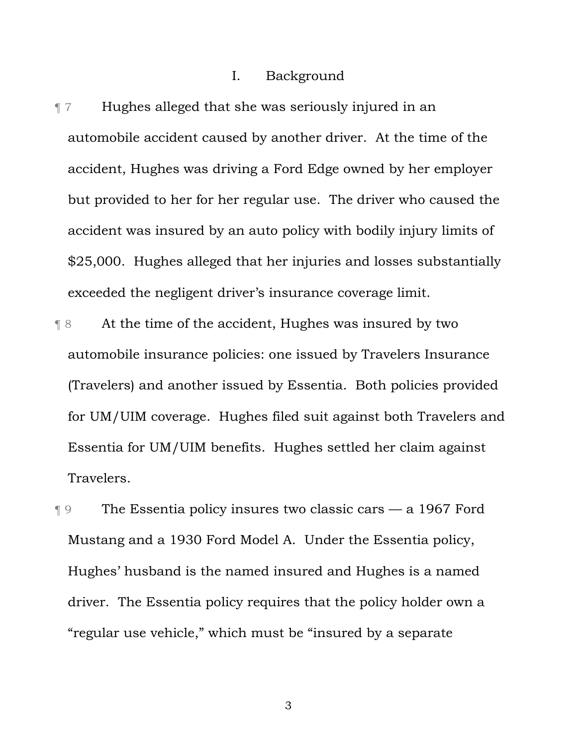## I. Background

¶ 7 Hughes alleged that she was seriously injured in an automobile accident caused by another driver. At the time of the accident, Hughes was driving a Ford Edge owned by her employer but provided to her for her regular use. The driver who caused the accident was insured by an auto policy with bodily injury limits of $25,000. Hughes alleged that her injuries and losses substantially exceeded the negligent driver's insurance coverage limit.

¶ 8 At the time of the accident, Hughes was insured by two automobile insurance policies: one issued by Travelers Insurance (Travelers) and another issued by Essentia. Both policies provided for UM/UIM coverage. Hughes filed suit against both Travelers and Essentia for UM/UIM benefits. Hughes settled her claim against Travelers.

¶ 9 The Essentia policy insures two classic cars — a 1967 Ford Mustang and a 1930 Ford Model A. Under the Essentia policy, Hughes' husband is the named insured and Hughes is a named driver. The Essentia policy requires that the policy holder own a "regular use vehicle," which must be "insured by a separate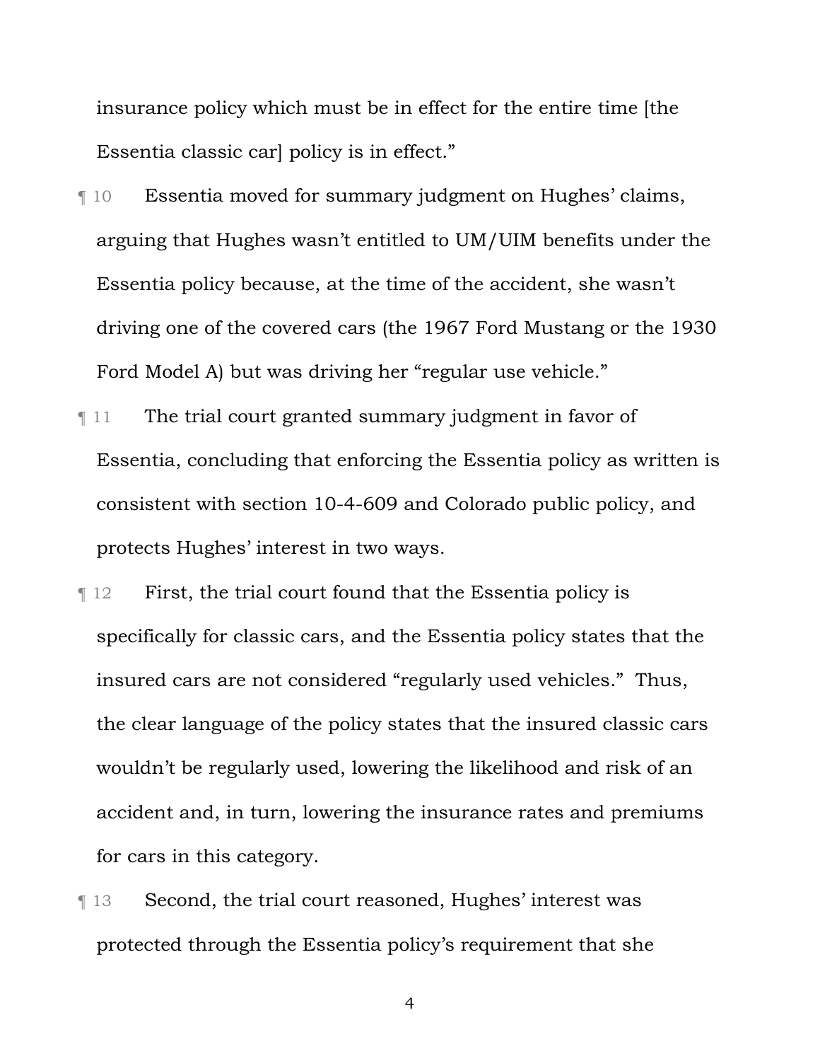insurance policy which must be in effect for the entire time [the Essentia classic car] policy is in effect."

¶ 10 Essentia moved for summary judgment on Hughes' claims, arguing that Hughes wasn't entitled to UM/UIM benefits under the Essentia policy because, at the time of the accident, she wasn't driving one of the covered cars (the 1967 Ford Mustang or the 1930 Ford Model A) but was driving her "regular use vehicle."

¶ 11 The trial court granted summary judgment in favor of Essentia, concluding that enforcing the Essentia policy as written is consistent with section 10-4-609 and Colorado public policy, and protects Hughes' interest in two ways.

¶ 12 First, the trial court found that the Essentia policy is specifically for classic cars, and the Essentia policy states that the insured cars are not considered "regularly used vehicles." Thus, the clear language of the policy states that the insured classic cars wouldn't be regularly used, lowering the likelihood and risk of an accident and, in turn, lowering the insurance rates and premiums for cars in this category.

¶ 13 Second, the trial court reasoned, Hughes' interest was protected through the Essentia policy's requirement that she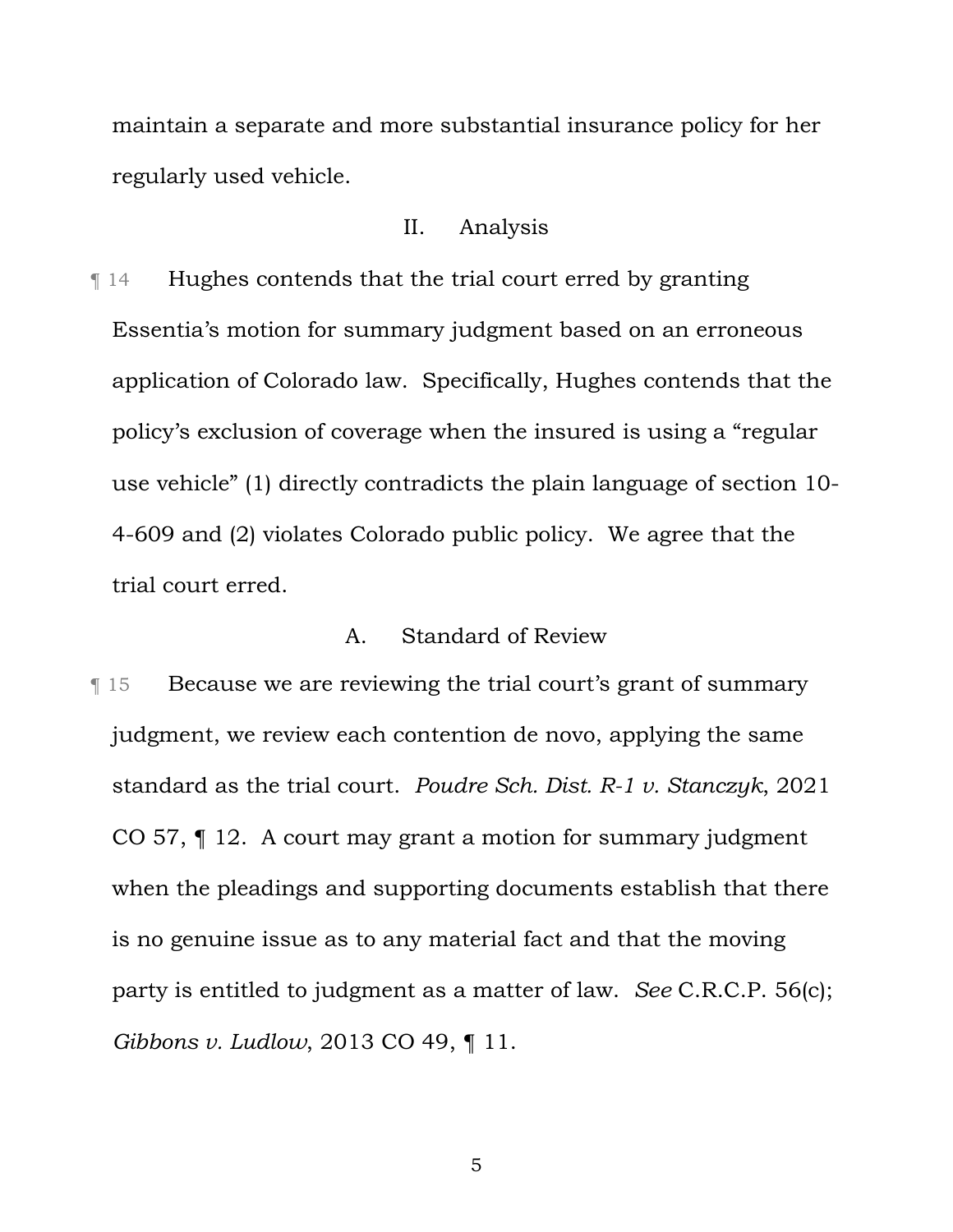maintain a separate and more substantial insurance policy for her regularly used vehicle.

## II. Analysis

¶ 14 Hughes contends that the trial court erred by granting Essentia's motion for summary judgment based on an erroneous application of Colorado law. Specifically, Hughes contends that the policy's exclusion of coverage when the insured is using a "regular use vehicle" (1) directly contradicts the plain language of section 10-4-609 and (2) violates Colorado public policy. We agree that the trial court erred.

### A. Standard of Review

¶ 15 Because we are reviewing the trial court's grant of summary judgment, we review each contention de novo, applying the same standard as the trial court. *Poudre Sch. Dist. R-1 v. Stanczyk*, 2021 CO 57, ¶ 12. A court may grant a motion for summary judgment when the pleadings and supporting documents establish that there is no genuine issue as to any material fact and that the moving party is entitled to judgment as a matter of law. *See* C.R.C.P. 56(c); *Gibbons v. Ludlow*, 2013 CO 49, ¶ 11.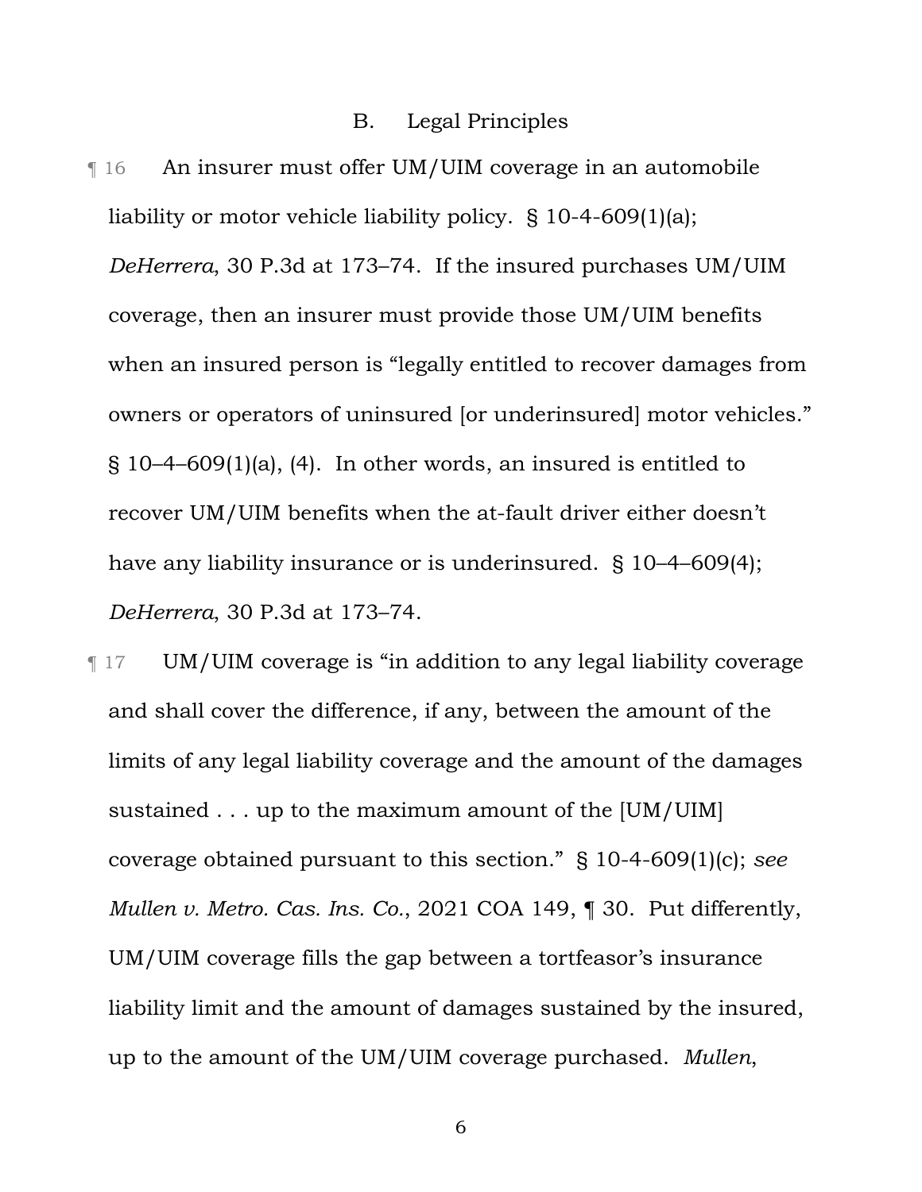## B. Legal Principles

¶ 16 An insurer must offer UM/UIM coverage in an automobile liability or motor vehicle liability policy. § 10-4-609(1)(a); *DeHerrera*, 30 P.3d at 173–74. If the insured purchases UM/UIM coverage, then an insurer must provide those UM/UIM benefits when an insured person is "legally entitled to recover damages from owners or operators of uninsured [or underinsured] motor vehicles." § 10–4–609(1)(a), (4). In other words, an insured is entitled to recover UM/UIM benefits when the at-fault driver either doesn't have any liability insurance or is underinsured. § 10–4–609(4); *DeHerrera*, 30 P.3d at 173–74.

¶ 17 UM/UIM coverage is "in addition to any legal liability coverage and shall cover the difference, if any, between the amount of the limits of any legal liability coverage and the amount of the damages sustained . . . up to the maximum amount of the [UM/UIM] coverage obtained pursuant to this section." § 10-4-609(1)(c); *see Mullen v. Metro. Cas. Ins. Co.*, 2021 COA 149, ¶ 30. Put differently, UM/UIM coverage fills the gap between a tortfeasor's insurance liability limit and the amount of damages sustained by the insured, up to the amount of the UM/UIM coverage purchased. *Mullen*,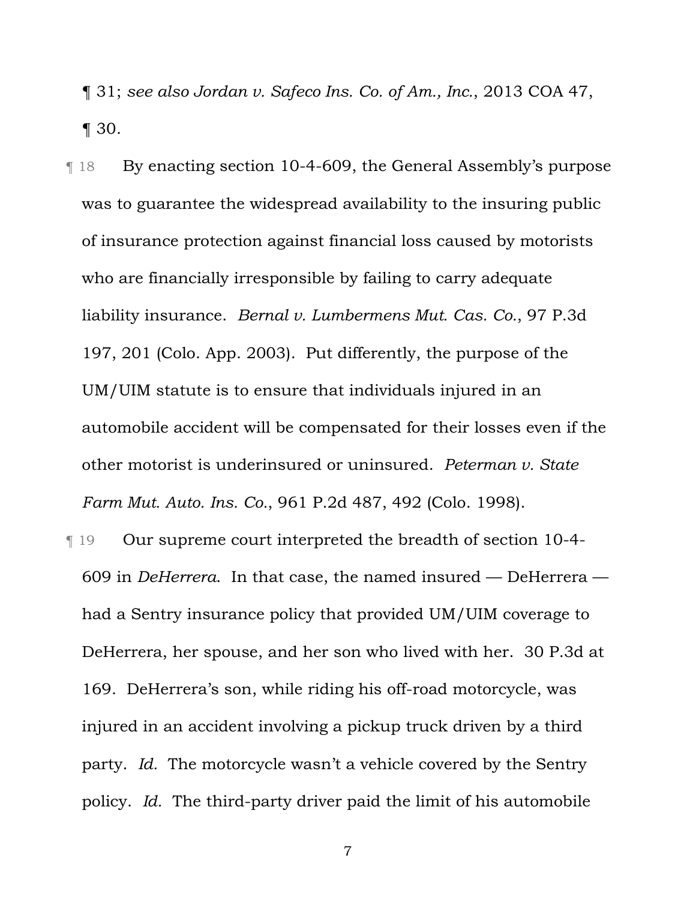¶ 31; *see also Jordan v. Safeco Ins. Co. of Am., Inc.*, 2013 COA 47, ¶ 30.

¶ 18 By enacting section 10-4-609, the General Assembly's purpose was to guarantee the widespread availability to the insuring public of insurance protection against financial loss caused by motorists who are financially irresponsible by failing to carry adequate liability insurance. *Bernal v. Lumbermens Mut. Cas. Co.*, 97 P.3d 197, 201 (Colo. App. 2003). Put differently, the purpose of the UM/UIM statute is to ensure that individuals injured in an automobile accident will be compensated for their losses even if the other motorist is underinsured or uninsured. *Peterman v. State Farm Mut. Auto. Ins. Co.*, 961 P.2d 487, 492 (Colo. 1998).

¶ 19 Our supreme court interpreted the breadth of section 10-4-609 in *DeHerrera*. In that case, the named insured — DeHerrera — had a Sentry insurance policy that provided UM/UIM coverage to DeHerrera, her spouse, and her son who lived with her. 30 P.3d at 169. DeHerrera's son, while riding his off-road motorcycle, was injured in an accident involving a pickup truck driven by a third party. *Id.* The motorcycle wasn't a vehicle covered by the Sentry policy. *Id.* The third-party driver paid the limit of his automobile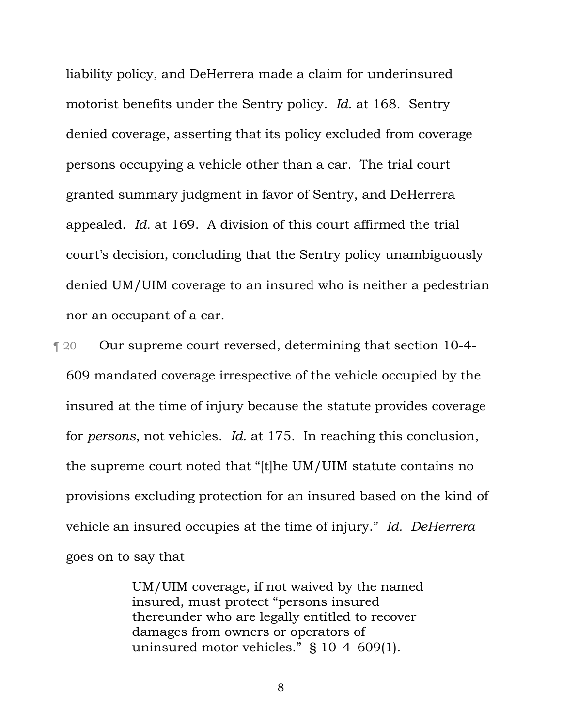liability policy, and DeHerrera made a claim for underinsured motorist benefits under the Sentry policy. *Id.* at 168. Sentry denied coverage, asserting that its policy excluded from coverage persons occupying a vehicle other than a car. The trial court granted summary judgment in favor of Sentry, and DeHerrera appealed. *Id.* at 169. A division of this court affirmed the trial court's decision, concluding that the Sentry policy unambiguously denied UM/UIM coverage to an insured who is neither a pedestrian nor an occupant of a car.

¶ 20 Our supreme court reversed, determining that section 10-4-609 mandated coverage irrespective of the vehicle occupied by the insured at the time of injury because the statute provides coverage for *persons*, not vehicles. *Id.* at 175. In reaching this conclusion, the supreme court noted that "[t]he UM/UIM statute contains no provisions excluding protection for an insured based on the kind of vehicle an insured occupies at the time of injury." *Id.* *DeHerrera* goes on to say that

> UM/UIM coverage, if not waived by the named insured, must protect "persons insured thereunder who are legally entitled to recover damages from owners or operators of uninsured motor vehicles." § 10–4–609(1).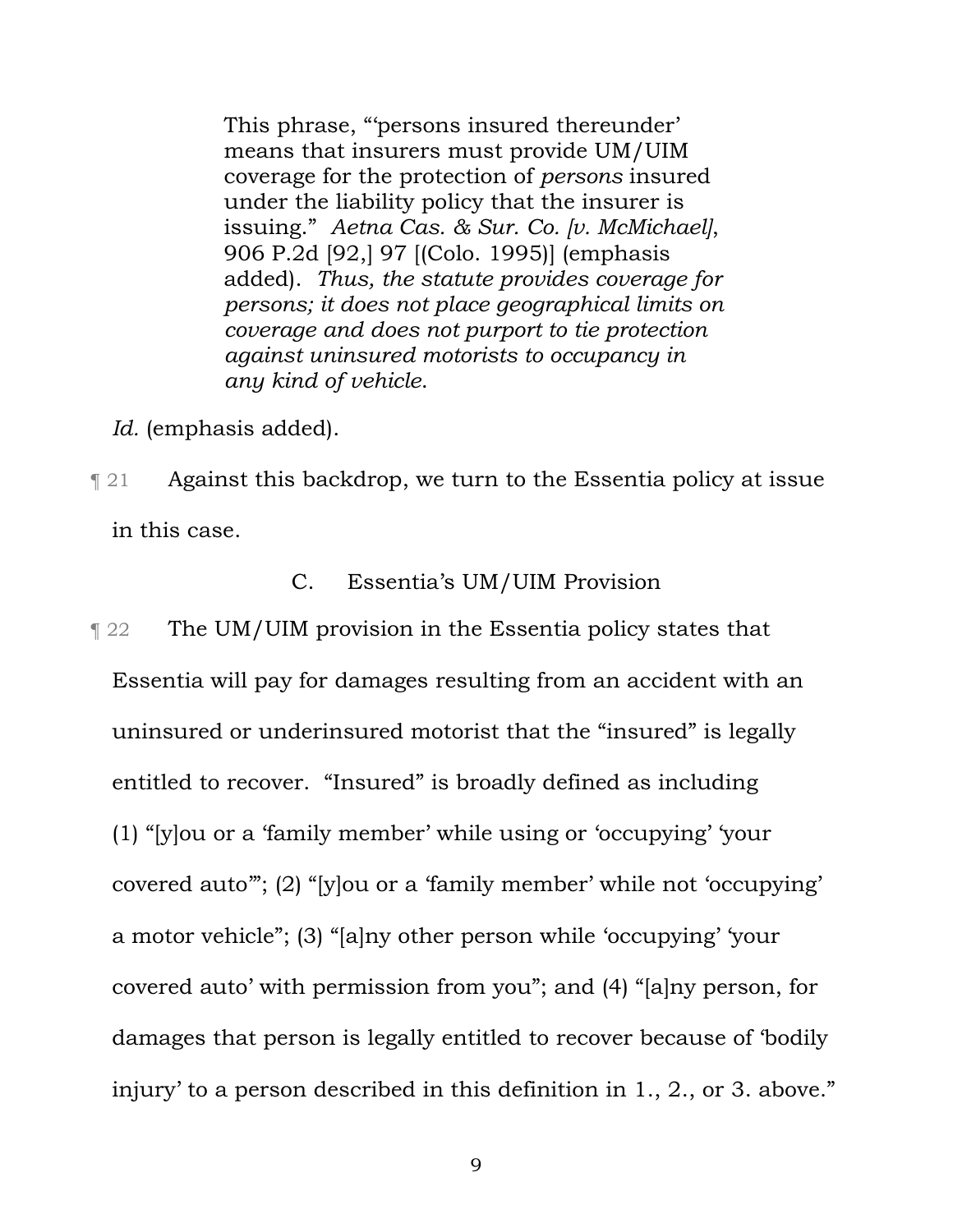> This phrase, "'persons insured thereunder' means that insurers must provide UM/UIM coverage for the protection of *persons* insured under the liability policy that the insurer is issuing." *Aetna Cas. & Sur. Co. [v. McMichael]*, 906 P.2d [92,] 97 [(Colo. 1995)] (emphasis added). *Thus, the statute provides coverage for persons; it does not place geographical limits on coverage and does not purport to tie protection against uninsured motorists to occupancy in any kind of vehicle.*

*Id.* (emphasis added).

¶ 21 Against this backdrop, we turn to the Essentia policy at issue in this case.

### C. Essentia's UM/UIM Provision

¶ 22 The UM/UIM provision in the Essentia policy states that Essentia will pay for damages resulting from an accident with an uninsured or underinsured motorist that the "insured" is legally entitled to recover. "Insured" is broadly defined as including (1) "[y]ou or a 'family member' while using or 'occupying' 'your covered auto'"; (2) "[y]ou or a 'family member' while not 'occupying' a motor vehicle"; (3) "[a]ny other person while 'occupying' 'your covered auto' with permission from you"; and (4) "[a]ny person, for damages that person is legally entitled to recover because of 'bodily injury' to a person described in this definition in 1., 2., or 3. above."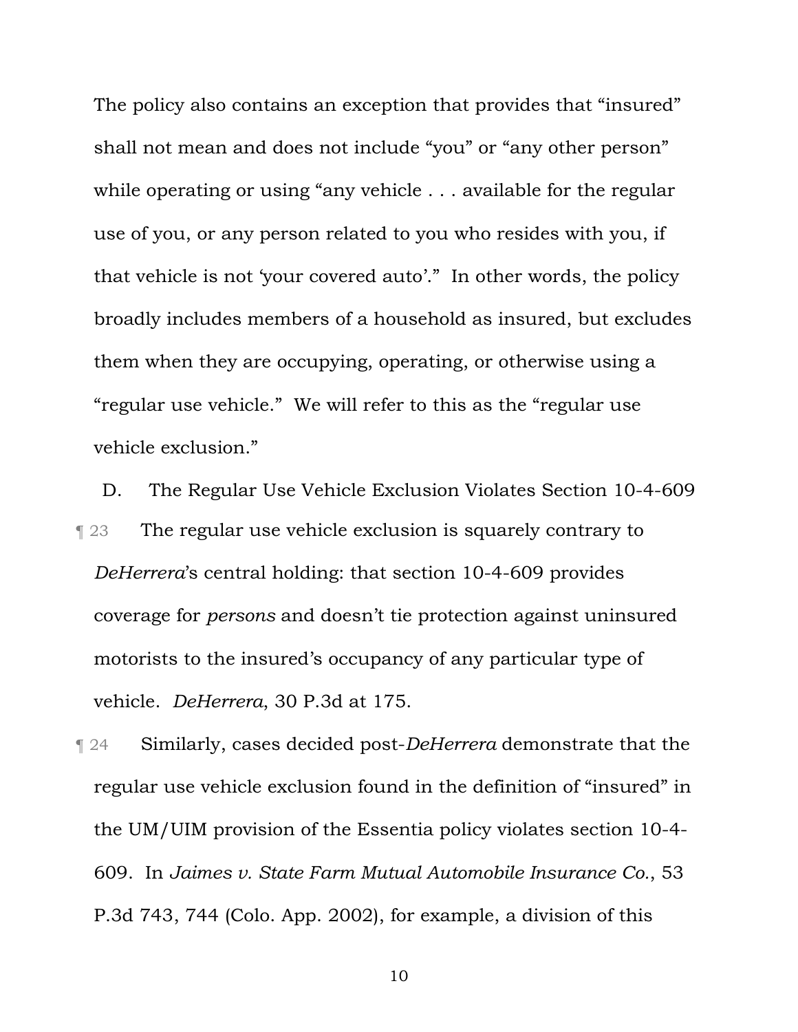The policy also contains an exception that provides that "insured" shall not mean and does not include "you" or "any other person" while operating or using "any vehicle . . . available for the regular use of you, or any person related to you who resides with you, if that vehicle is not 'your covered auto'." In other words, the policy broadly includes members of a household as insured, but excludes them when they are occupying, operating, or otherwise using a "regular use vehicle." We will refer to this as the "regular use vehicle exclusion."

### D. The Regular Use Vehicle Exclusion Violates Section 10-4-609

¶ 23 The regular use vehicle exclusion is squarely contrary to *DeHerrera*'s central holding: that section 10-4-609 provides coverage for *persons* and doesn't tie protection against uninsured motorists to the insured's occupancy of any particular type of vehicle. *DeHerrera*, 30 P.3d at 175.

¶ 24 Similarly, cases decided post-*DeHerrera* demonstrate that the regular use vehicle exclusion found in the definition of "insured" in the UM/UIM provision of the Essentia policy violates section 10-4-609. In *Jaimes v. State Farm Mutual Automobile Insurance Co.*, 53 P.3d 743, 744 (Colo. App. 2002), for example, a division of this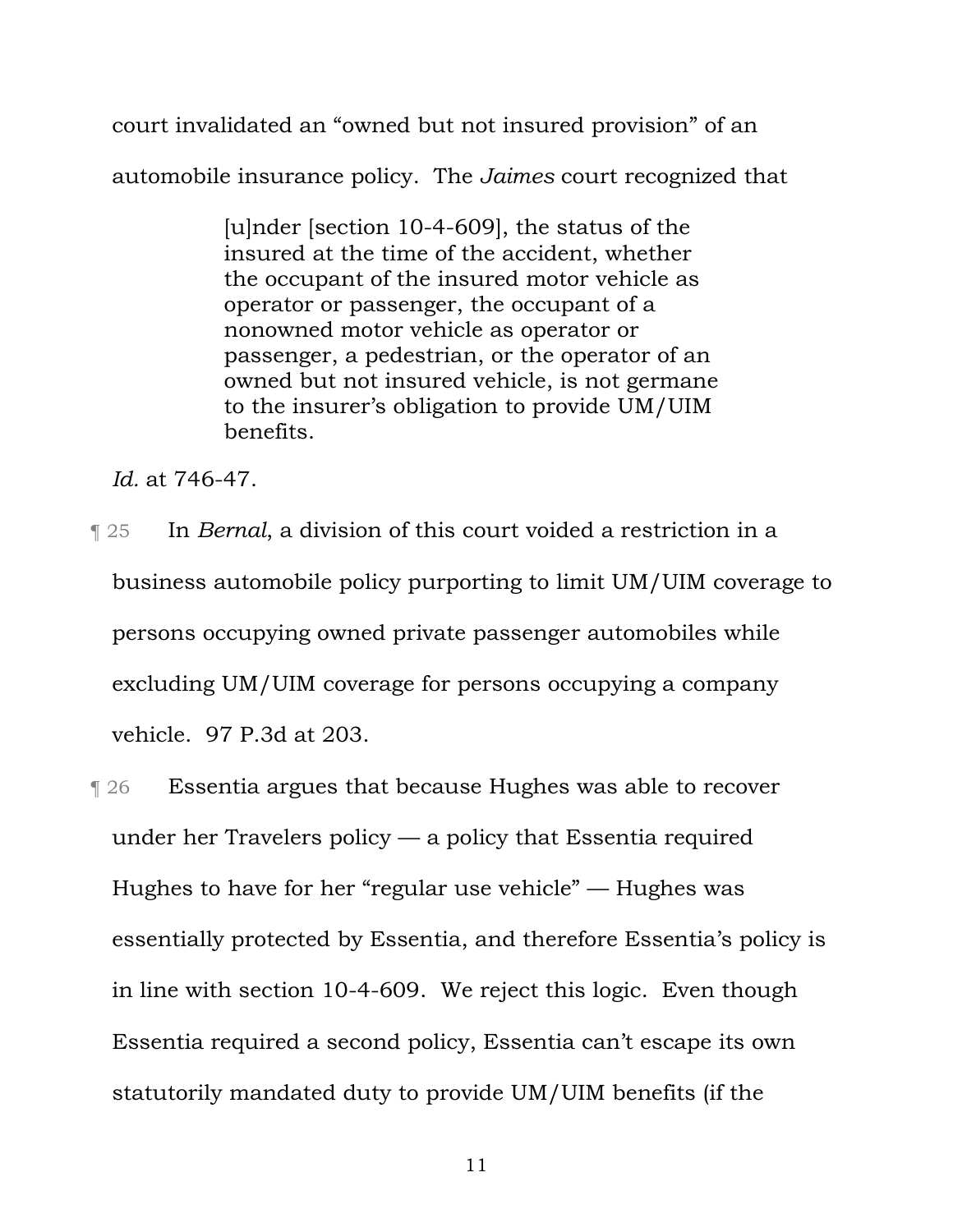court invalidated an "owned but not insured provision" of an automobile insurance policy. The *Jaimes* court recognized that

> [u]nder [section 10-4-609], the status of the insured at the time of the accident, whether the occupant of the insured motor vehicle as operator or passenger, the occupant of a nonowned motor vehicle as operator or passenger, a pedestrian, or the operator of an owned but not insured vehicle, is not germane to the insurer's obligation to provide UM/UIM benefits.

*Id.* at 746-47.

¶ 25 In *Bernal*, a division of this court voided a restriction in a business automobile policy purporting to limit UM/UIM coverage to persons occupying owned private passenger automobiles while excluding UM/UIM coverage for persons occupying a company vehicle. 97 P.3d at 203.

¶ 26 Essentia argues that because Hughes was able to recover under her Travelers policy — a policy that Essentia required Hughes to have for her "regular use vehicle" — Hughes was essentially protected by Essentia, and therefore Essentia's policy is in line with section 10-4-609. We reject this logic. Even though Essentia required a second policy, Essentia can't escape its own statutorily mandated duty to provide UM/UIM benefits (if the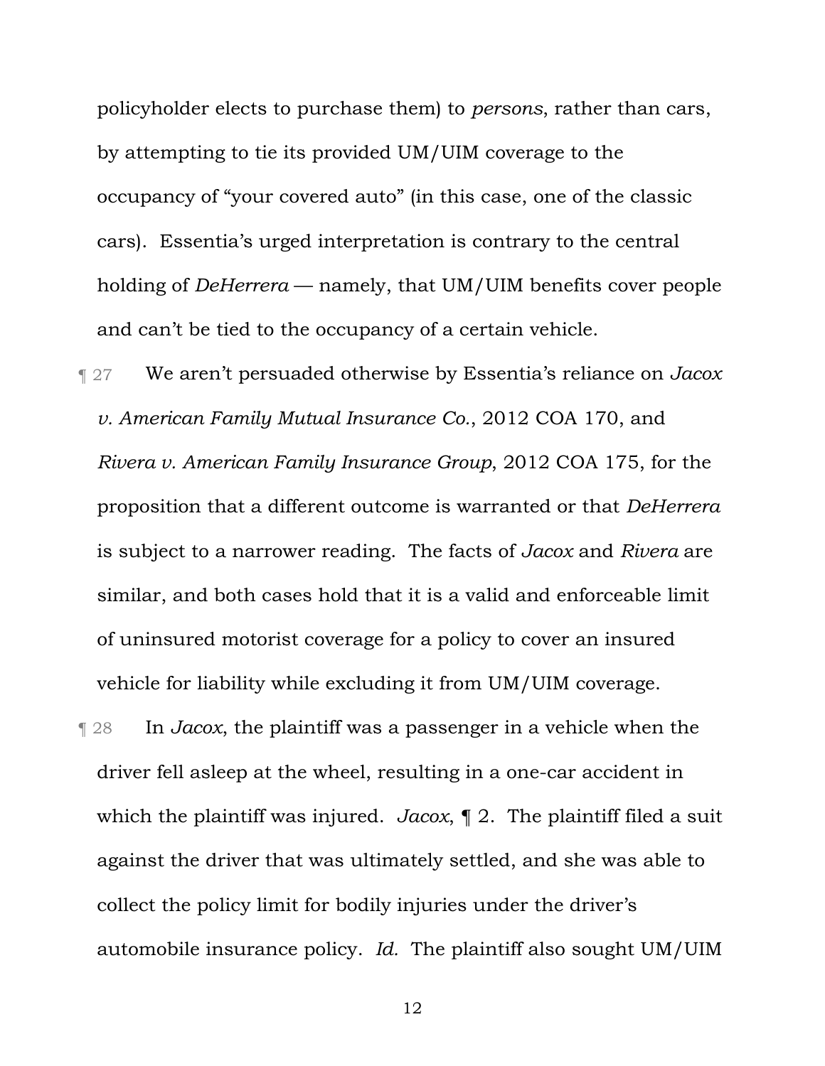policyholder elects to purchase them) to *persons*, rather than cars, by attempting to tie its provided UM/UIM coverage to the occupancy of "your covered auto" (in this case, one of the classic cars). Essentia's urged interpretation is contrary to the central holding of *DeHerrera* — namely, that UM/UIM benefits cover people and can't be tied to the occupancy of a certain vehicle.

¶ 27 We aren't persuaded otherwise by Essentia's reliance on *Jacox v. American Family Mutual Insurance Co.*, 2012 COA 170, and *Rivera v. American Family Insurance Group*, 2012 COA 175, for the proposition that a different outcome is warranted or that *DeHerrera* is subject to a narrower reading. The facts of *Jacox* and *Rivera* are similar, and both cases hold that it is a valid and enforceable limit of uninsured motorist coverage for a policy to cover an insured vehicle for liability while excluding it from UM/UIM coverage.

¶ 28 In *Jacox*, the plaintiff was a passenger in a vehicle when the driver fell asleep at the wheel, resulting in a one-car accident in which the plaintiff was injured. *Jacox*, ¶ 2. The plaintiff filed a suit against the driver that was ultimately settled, and she was able to collect the policy limit for bodily injuries under the driver's automobile insurance policy. *Id.* The plaintiff also sought UM/UIM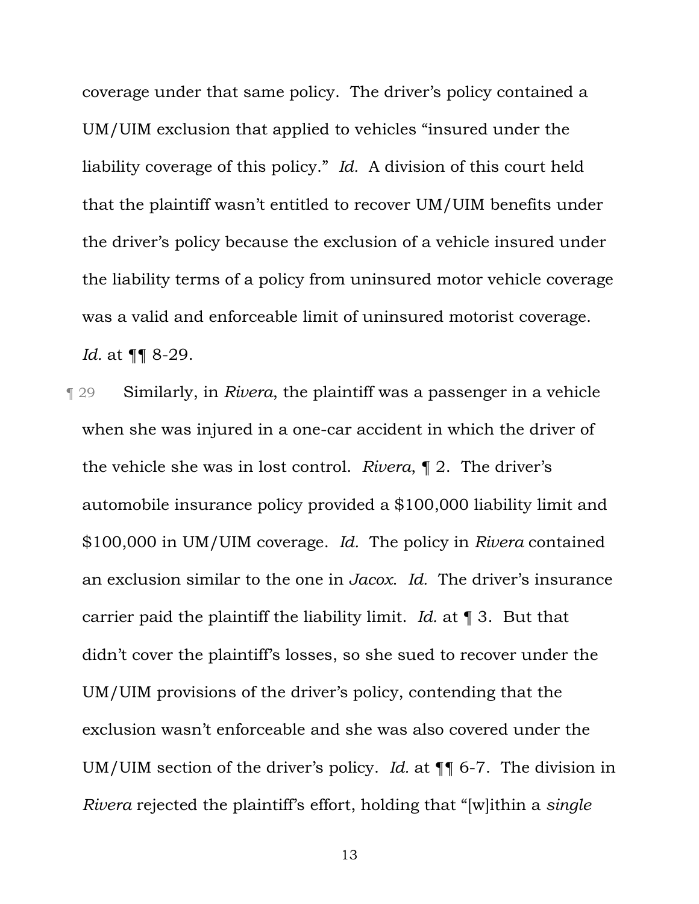coverage under that same policy. The driver's policy contained a UM/UIM exclusion that applied to vehicles "insured under the liability coverage of this policy." *Id.* A division of this court held that the plaintiff wasn't entitled to recover UM/UIM benefits under the driver's policy because the exclusion of a vehicle insured under the liability terms of a policy from uninsured motor vehicle coverage was a valid and enforceable limit of uninsured motorist coverage. *Id.* at ¶¶ 8-29.

¶ 29 Similarly, in *Rivera*, the plaintiff was a passenger in a vehicle when she was injured in a one-car accident in which the driver of the vehicle she was in lost control. *Rivera*, ¶ 2. The driver's automobile insurance policy provided a $100,000 liability limit and $100,000 in UM/UIM coverage. *Id.* The policy in *Rivera* contained an exclusion similar to the one in *Jacox*. *Id.* The driver's insurance carrier paid the plaintiff the liability limit. *Id.* at ¶ 3. But that didn't cover the plaintiff's losses, so she sued to recover under the UM/UIM provisions of the driver's policy, contending that the exclusion wasn't enforceable and she was also covered under the UM/UIM section of the driver's policy. *Id.* at ¶¶ 6-7. The division in *Rivera* rejected the plaintiff's effort, holding that "[w]ithin a *single*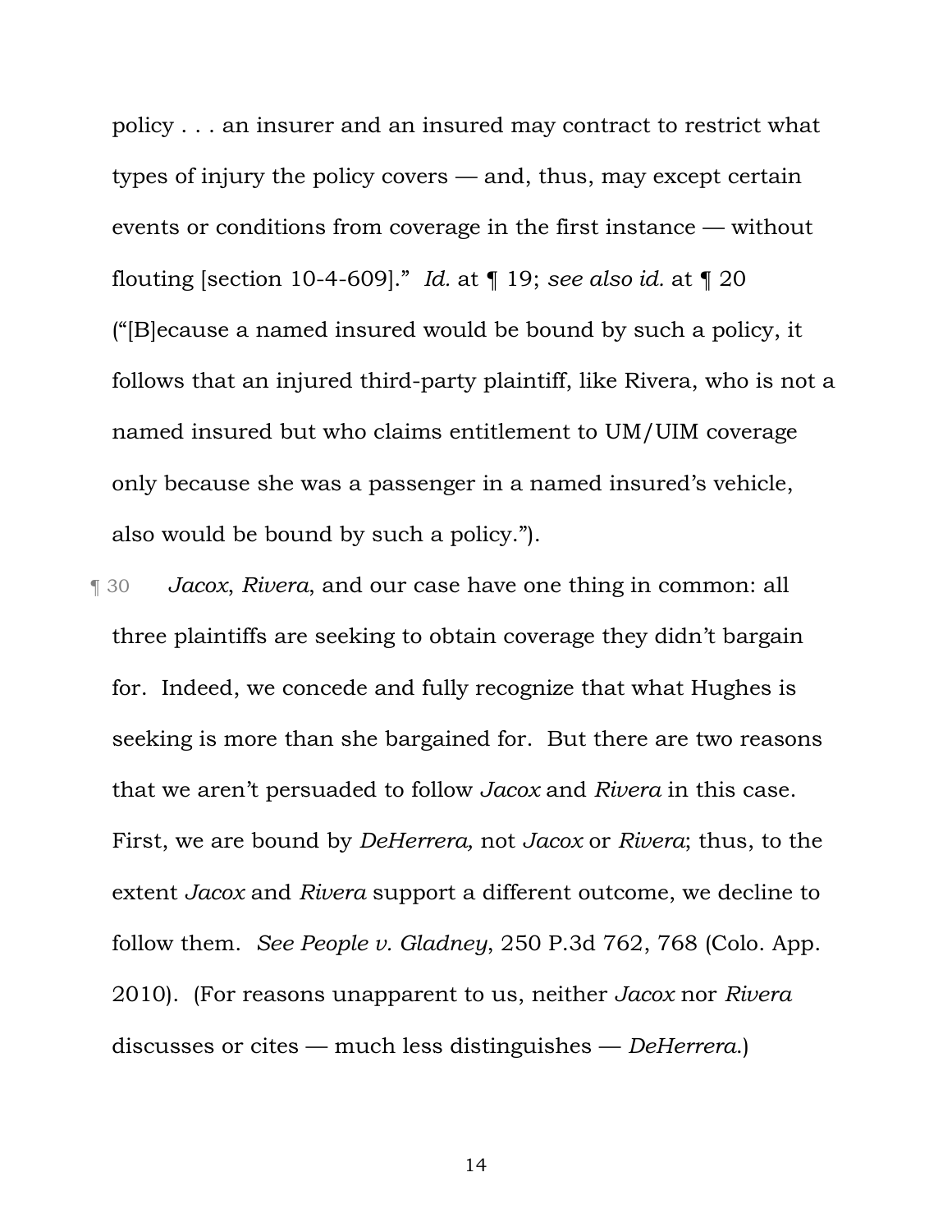policy . . . an insurer and an insured may contract to restrict what types of injury the policy covers — and, thus, may except certain events or conditions from coverage in the first instance — without flouting [section 10-4-609]." *Id.* at ¶ 19; *see also id.* at ¶ 20 ("[B]ecause a named insured would be bound by such a policy, it follows that an injured third-party plaintiff, like Rivera, who is not a named insured but who claims entitlement to UM/UIM coverage only because she was a passenger in a named insured's vehicle, also would be bound by such a policy.").

¶ 30 *Jacox*, *Rivera*, and our case have one thing in common: all three plaintiffs are seeking to obtain coverage they didn't bargain for. Indeed, we concede and fully recognize that what Hughes is seeking is more than she bargained for. But there are two reasons that we aren't persuaded to follow *Jacox* and *Rivera* in this case. First, we are bound by *DeHerrera,* not *Jacox* or *Rivera*; thus, to the extent *Jacox* and *Rivera* support a different outcome, we decline to follow them. *See People v. Gladney*, 250 P.3d 762, 768 (Colo. App. 2010). (For reasons unapparent to us, neither *Jacox* nor *Rivera* discusses or cites — much less distinguishes — *DeHerrera*.)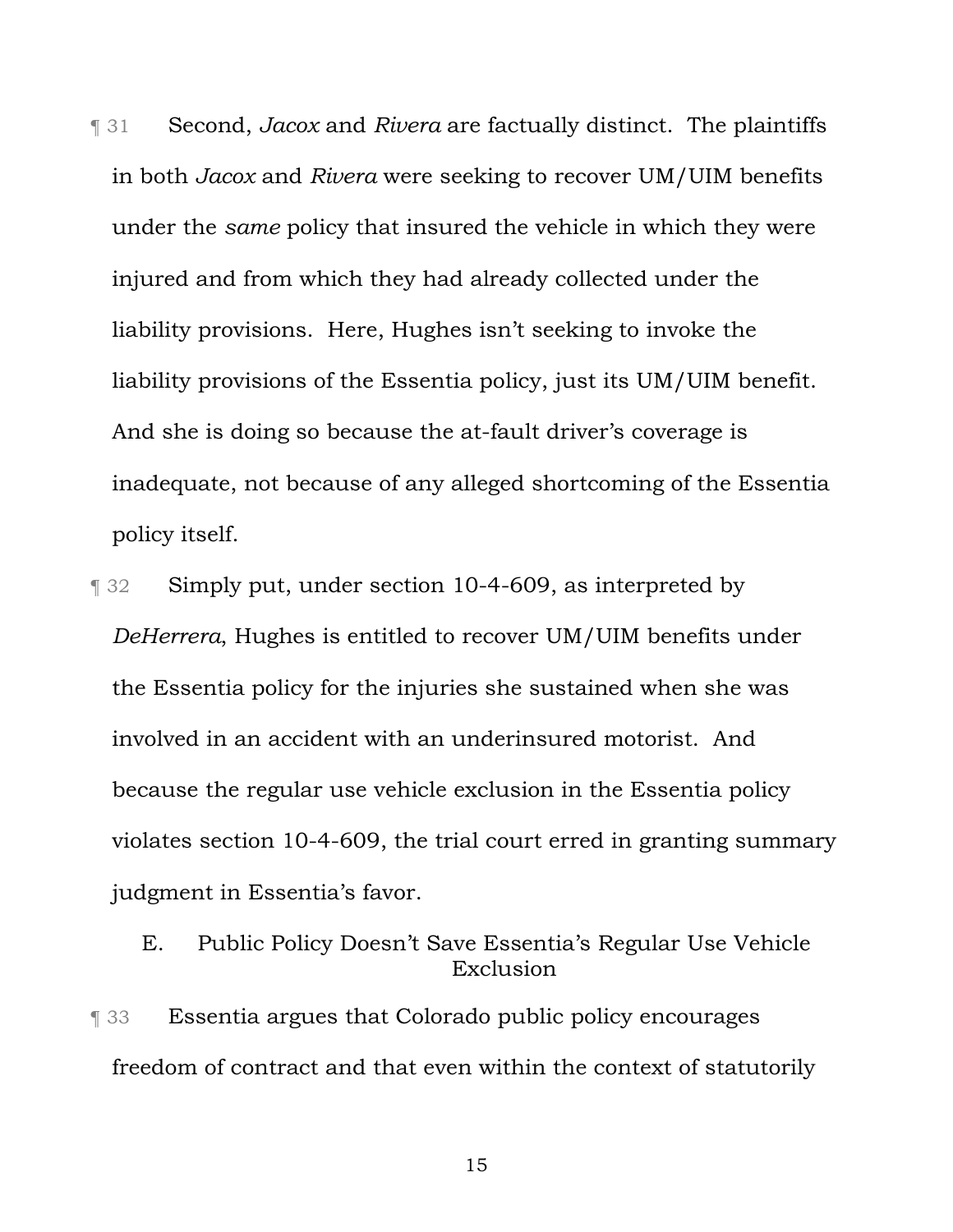¶ 31 Second, *Jacox* and *Rivera* are factually distinct. The plaintiffs in both *Jacox* and *Rivera* were seeking to recover UM/UIM benefits under the *same* policy that insured the vehicle in which they were injured and from which they had already collected under the liability provisions. Here, Hughes isn't seeking to invoke the liability provisions of the Essentia policy, just its UM/UIM benefit. And she is doing so because the at-fault driver's coverage is inadequate, not because of any alleged shortcoming of the Essentia policy itself.

¶ 32 Simply put, under section 10-4-609, as interpreted by *DeHerrera*, Hughes is entitled to recover UM/UIM benefits under the Essentia policy for the injuries she sustained when she was involved in an accident with an underinsured motorist. And because the regular use vehicle exclusion in the Essentia policy violates section 10-4-609, the trial court erred in granting summary judgment in Essentia's favor.

### E. Public Policy Doesn't Save Essentia's Regular Use Vehicle Exclusion

¶ 33 Essentia argues that Colorado public policy encourages freedom of contract and that even within the context of statutorily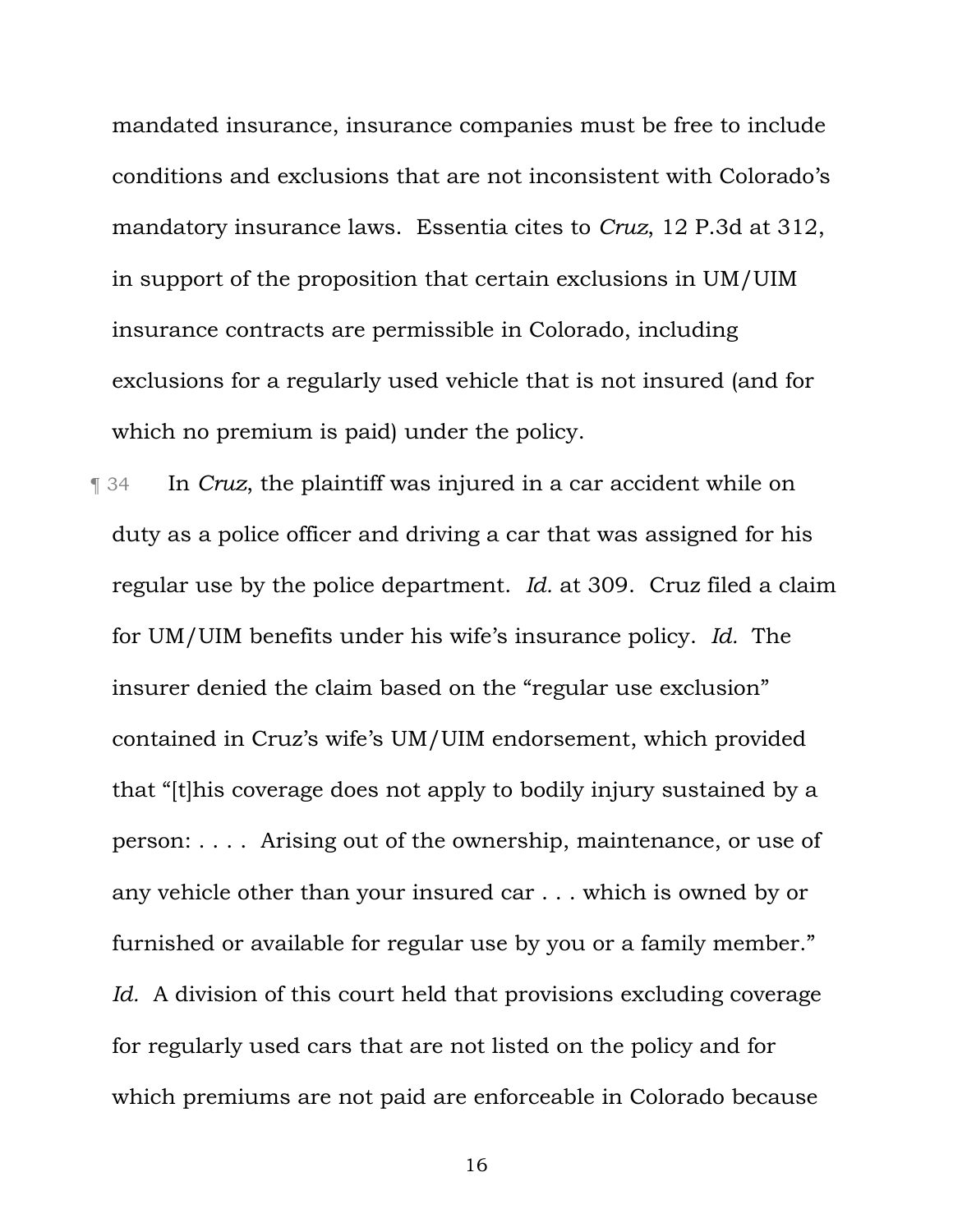mandated insurance, insurance companies must be free to include conditions and exclusions that are not inconsistent with Colorado's mandatory insurance laws. Essentia cites to *Cruz*, 12 P.3d at 312, in support of the proposition that certain exclusions in UM/UIM insurance contracts are permissible in Colorado, including exclusions for a regularly used vehicle that is not insured (and for which no premium is paid) under the policy.

¶ 34 In *Cruz*, the plaintiff was injured in a car accident while on duty as a police officer and driving a car that was assigned for his regular use by the police department. *Id.* at 309. Cruz filed a claim for UM/UIM benefits under his wife's insurance policy. *Id.* The insurer denied the claim based on the "regular use exclusion" contained in Cruz's wife's UM/UIM endorsement, which provided that "[t]his coverage does not apply to bodily injury sustained by a person: . . . . Arising out of the ownership, maintenance, or use of any vehicle other than your insured car . . . which is owned by or furnished or available for regular use by you or a family member." *Id.* A division of this court held that provisions excluding coverage for regularly used cars that are not listed on the policy and for which premiums are not paid are enforceable in Colorado because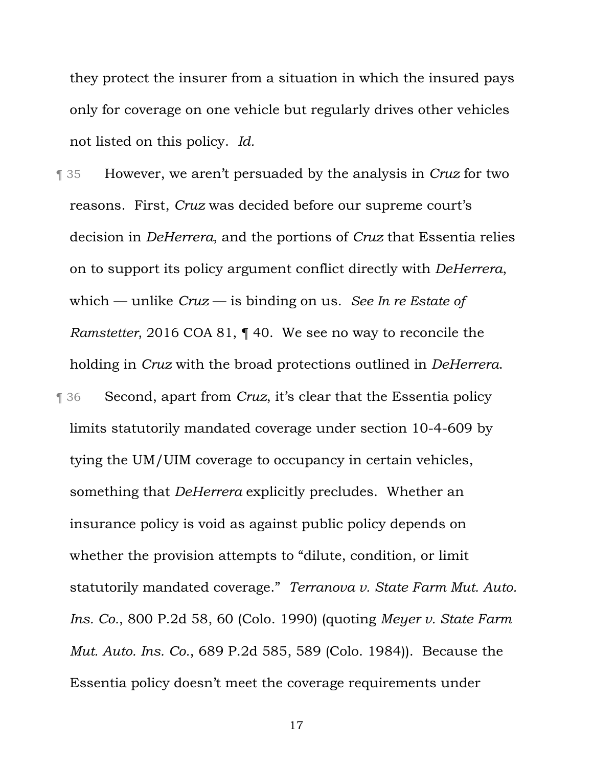they protect the insurer from a situation in which the insured pays only for coverage on one vehicle but regularly drives other vehicles not listed on this policy. *Id.*

¶ 35 However, we aren't persuaded by the analysis in *Cruz* for two reasons. First, *Cruz* was decided before our supreme court's decision in *DeHerrera*, and the portions of *Cruz* that Essentia relies on to support its policy argument conflict directly with *DeHerrera*, which — unlike *Cruz* — is binding on us. *See In re Estate of Ramstetter*, 2016 COA 81, ¶ 40. We see no way to reconcile the holding in *Cruz* with the broad protections outlined in *DeHerrera*.

¶ 36 Second, apart from *Cruz*, it's clear that the Essentia policy limits statutorily mandated coverage under section 10-4-609 by tying the UM/UIM coverage to occupancy in certain vehicles, something that *DeHerrera* explicitly precludes. Whether an insurance policy is void as against public policy depends on whether the provision attempts to "dilute, condition, or limit statutorily mandated coverage." *Terranova v. State Farm Mut. Auto. Ins. Co.*, 800 P.2d 58, 60 (Colo. 1990) (quoting *Meyer v. State Farm Mut. Auto. Ins. Co.*, 689 P.2d 585, 589 (Colo. 1984)). Because the Essentia policy doesn't meet the coverage requirements under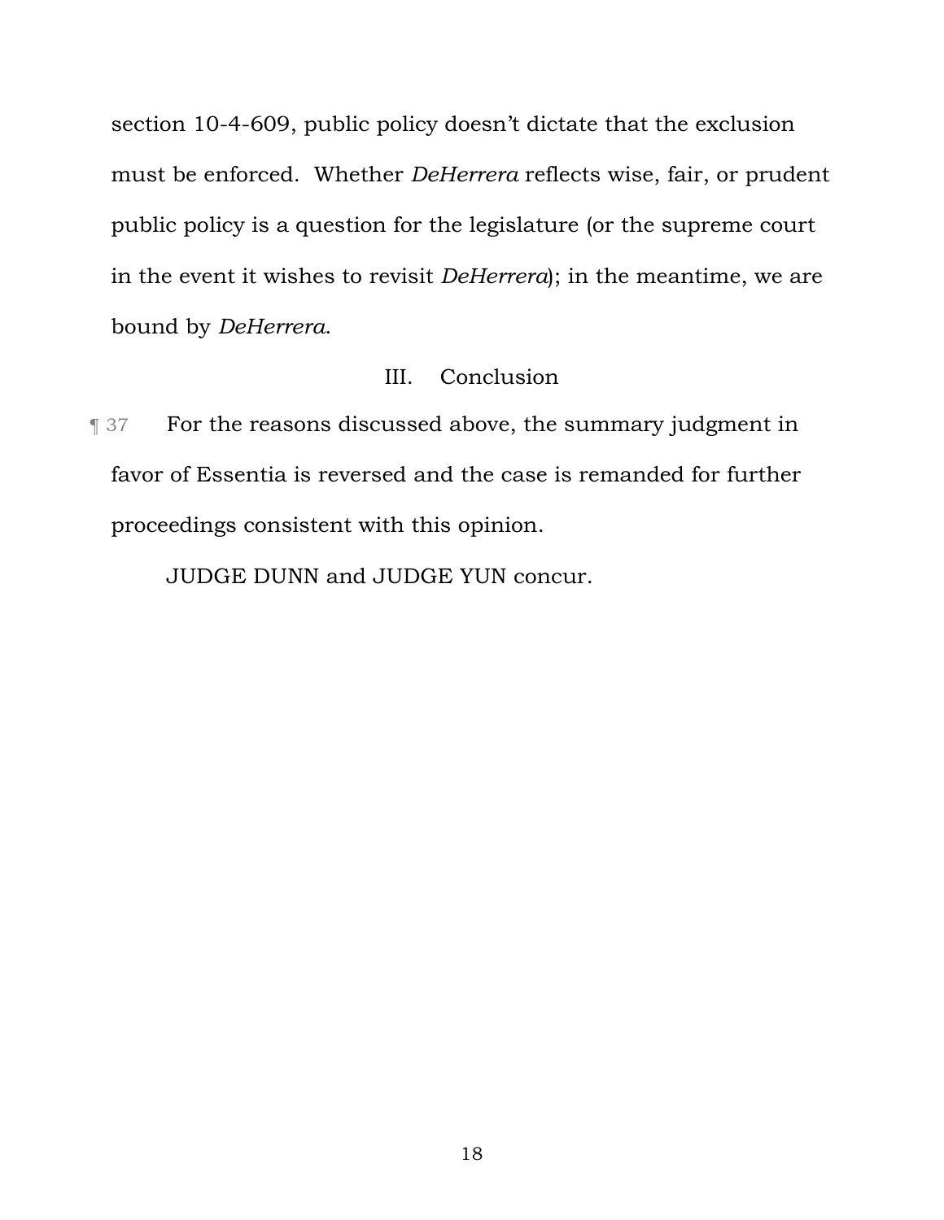section 10-4-609, public policy doesn't dictate that the exclusion must be enforced. Whether *DeHerrera* reflects wise, fair, or prudent public policy is a question for the legislature (or the supreme court in the event it wishes to revisit *DeHerrera*); in the meantime, we are bound by *DeHerrera*.

## III. Conclusion

¶ 37 For the reasons discussed above, the summary judgment in favor of Essentia is reversed and the case is remanded for further proceedings consistent with this opinion.

JUDGE DUNN and JUDGE YUN concur.